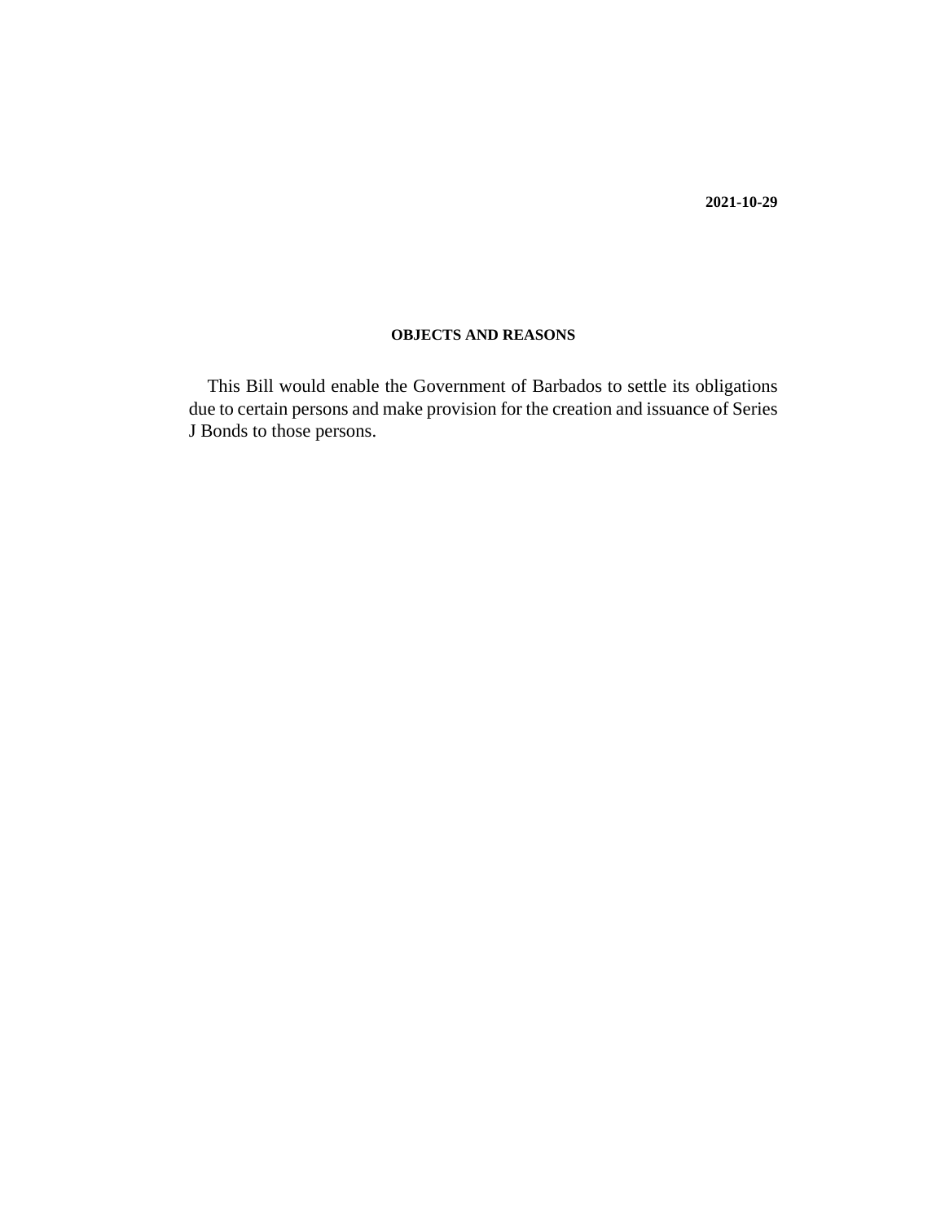**2021-10-29**

## OBJECTS AND REASONS

This Bill would enable the Government of Barbados to settle its obligations due to certain persons and make provision for the creation and issuance of Series J Bonds to those persons.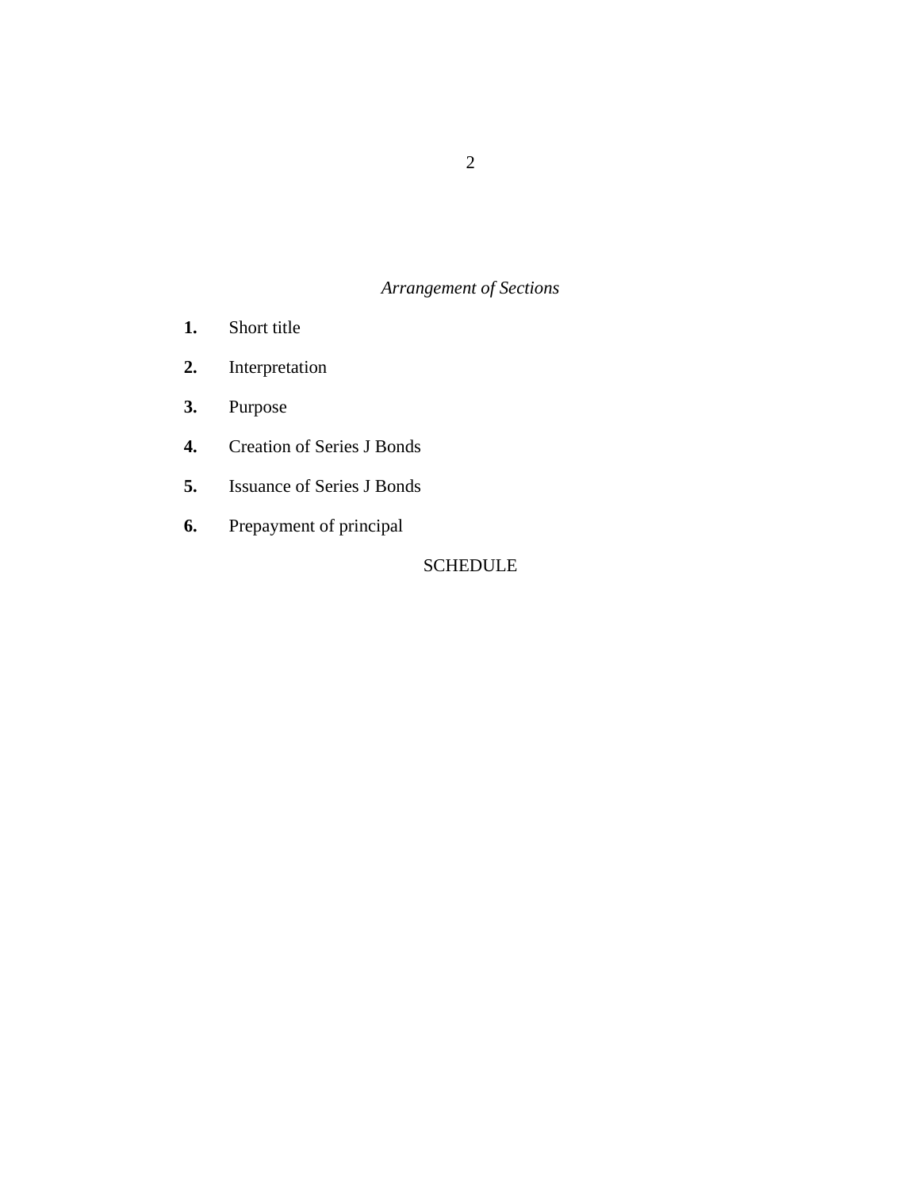*Arrangement of Sections*

**1.** Short title

**2.** Interpretation

**3.** Purpose

**4.** Creation of Series J Bonds

**5.** Issuance of Series J Bonds

**6.** Prepayment of principal

SCHEDULE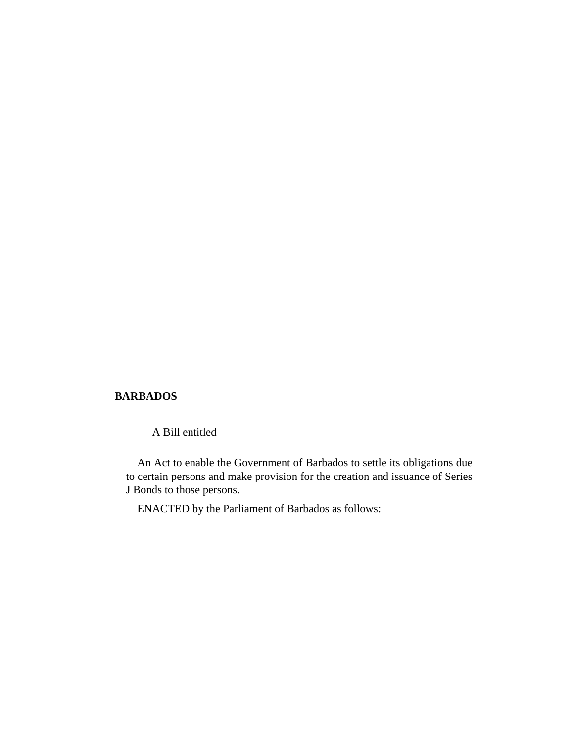**BARBADOS**

A Bill entitled

An Act to enable the Government of Barbados to settle its obligations due to certain persons and make provision for the creation and issuance of Series J Bonds to those persons.

ENACTED by the Parliament of Barbados as follows: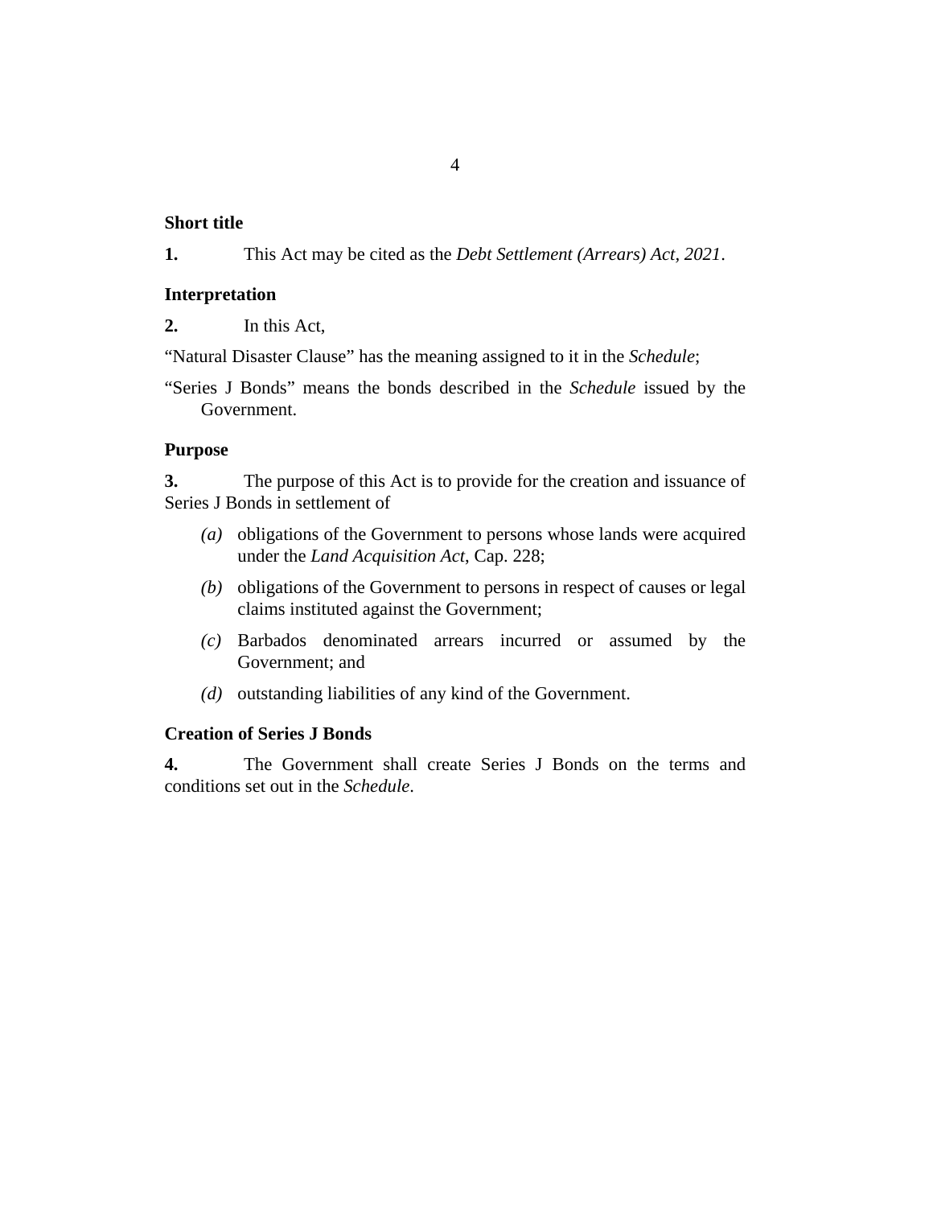**Short title**

**1.** This Act may be cited as the *Debt Settlement (Arrears) Act, 2021*.

**Interpretation**

**2.** In this Act,

"Natural Disaster Clause" has the meaning assigned to it in the *Schedule*;

"Series J Bonds" means the bonds described in the *Schedule* issued by the Government.

**Purpose**

**3.** The purpose of this Act is to provide for the creation and issuance of Series J Bonds in settlement of

*(a)* obligations of the Government to persons whose lands were acquired under the *Land Acquisition Act*, Cap. 228;

*(b)* obligations of the Government to persons in respect of causes or legal claims instituted against the Government;

*(c)* Barbados denominated arrears incurred or assumed by the Government; and

*(d)* outstanding liabilities of any kind of the Government.

**Creation of Series J Bonds**

**4.** The Government shall create Series J Bonds on the terms and conditions set out in the *Schedule*.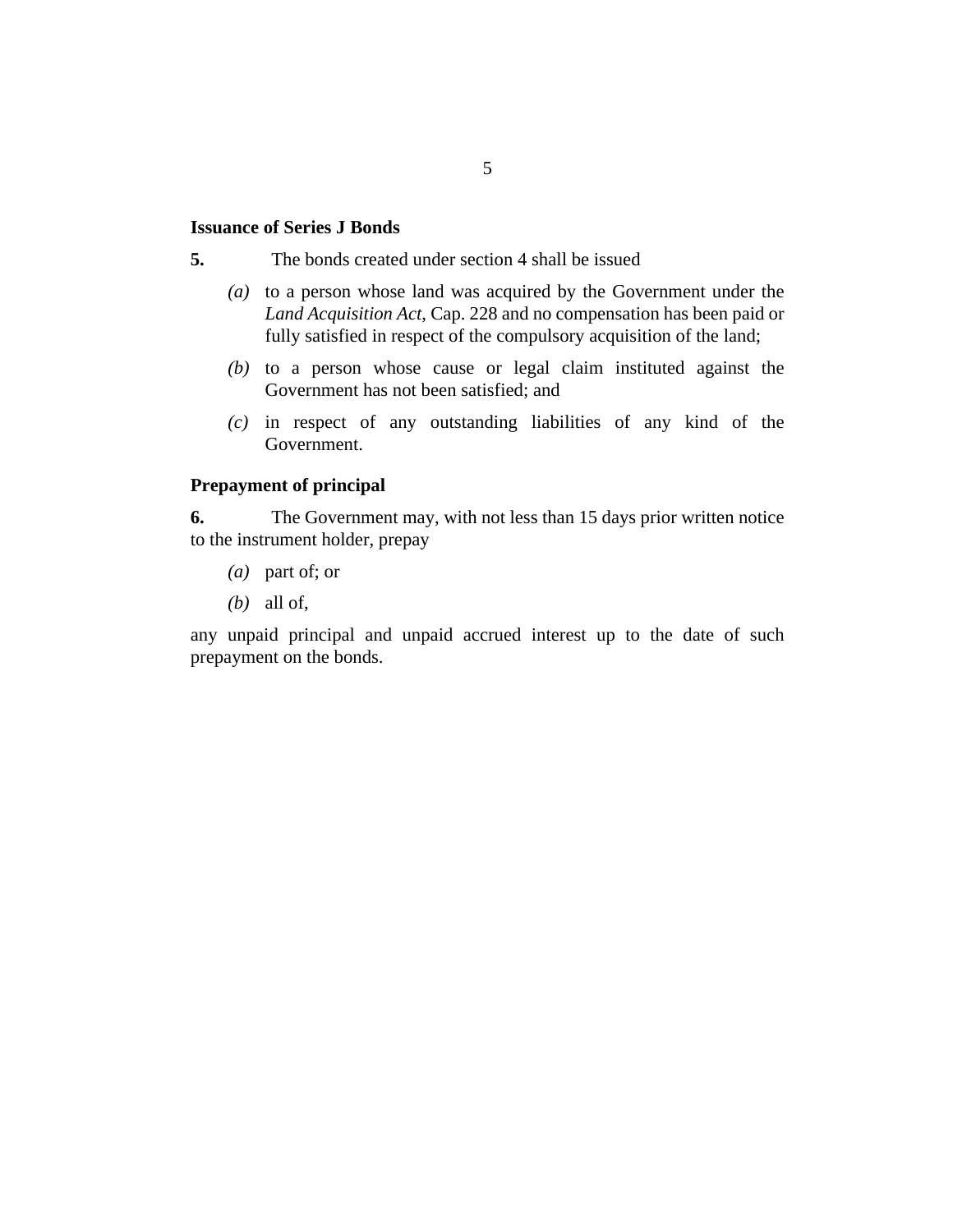**Issuance of Series J Bonds**

**5.** The bonds created under section 4 shall be issued

*(a)* to a person whose land was acquired by the Government under the *Land Acquisition Act*, Cap. 228 and no compensation has been paid or fully satisfied in respect of the compulsory acquisition of the land;

*(b)* to a person whose cause or legal claim instituted against the Government has not been satisfied; and

*(c)* in respect of any outstanding liabilities of any kind of the Government.

**Prepayment of principal**

**6.** The Government may, with not less than 15 days prior written notice to the instrument holder, prepay

*(a)* part of; or

*(b)* all of,

any unpaid principal and unpaid accrued interest up to the date of such prepayment on the bonds.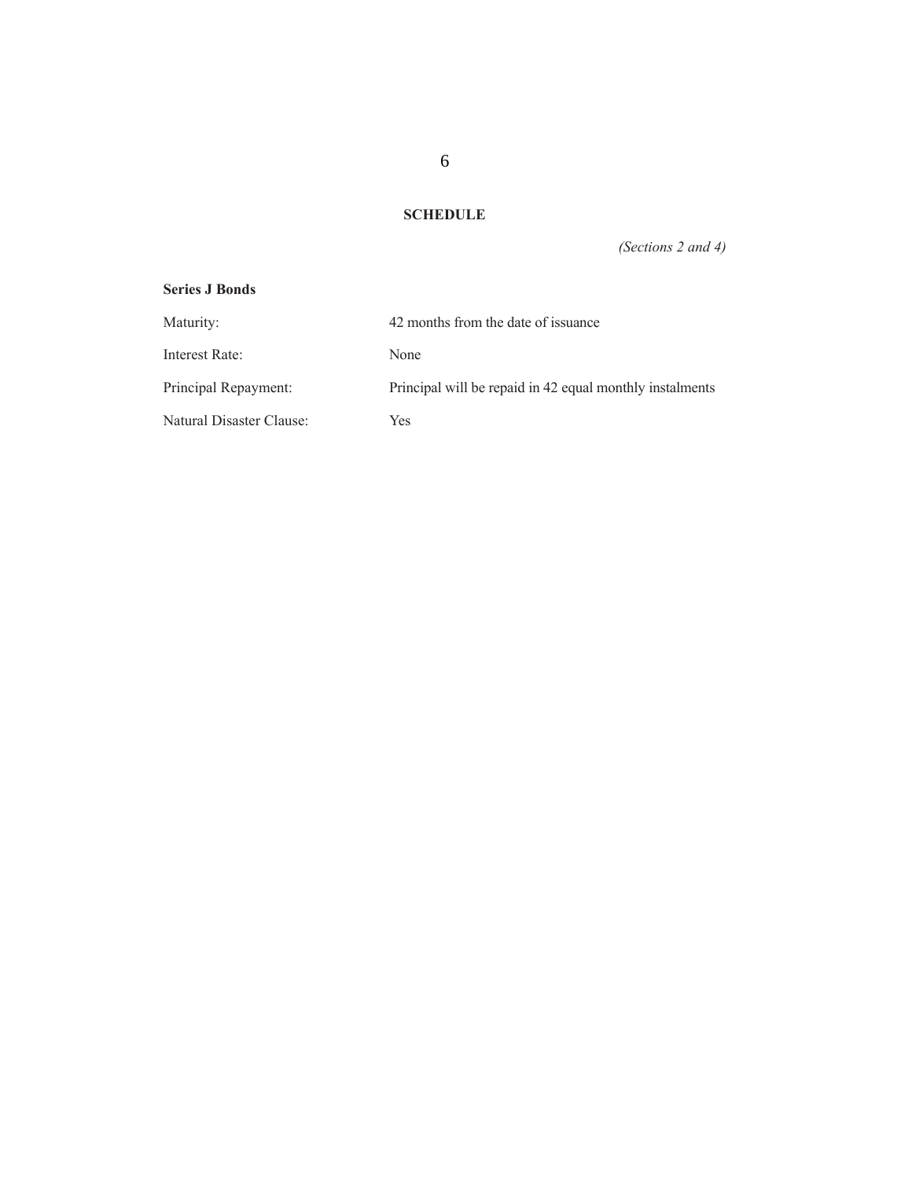## SCHEDULE

*(Sections 2 and 4)*

**Series J Bonds**

| | |
|---|---|
| Maturity: | 42 months from the date of issuance |
| Interest Rate: | None |
| Principal Repayment: | Principal will be repaid in 42 equal monthly instalments |
| Natural Disaster Clause: | Yes |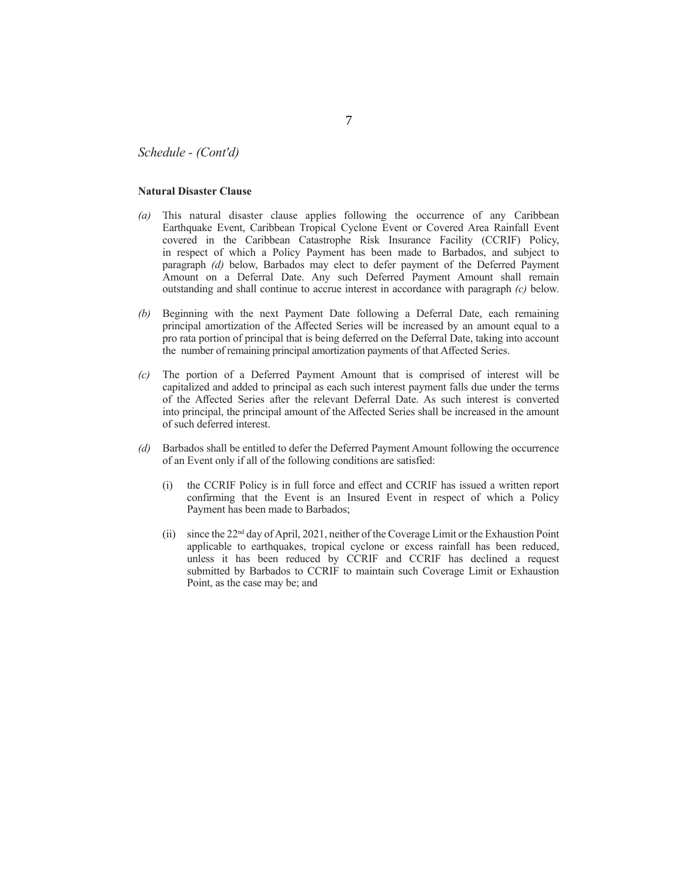*Schedule - (Cont'd)*

**Natural Disaster Clause**

*(a)* This natural disaster clause applies following the occurrence of any Caribbean Earthquake Event, Caribbean Tropical Cyclone Event or Covered Area Rainfall Event covered in the Caribbean Catastrophe Risk Insurance Facility (CCRIF) Policy, in respect of which a Policy Payment has been made to Barbados, and subject to paragraph *(d)* below, Barbados may elect to defer payment of the Deferred Payment Amount on a Deferral Date. Any such Deferred Payment Amount shall remain outstanding and shall continue to accrue interest in accordance with paragraph *(c)* below.

*(b)* Beginning with the next Payment Date following a Deferral Date, each remaining principal amortization of the Affected Series will be increased by an amount equal to a pro rata portion of principal that is being deferred on the Deferral Date, taking into account the number of remaining principal amortization payments of that Affected Series.

*(c)* The portion of a Deferred Payment Amount that is comprised of interest will be capitalized and added to principal as each such interest payment falls due under the terms of the Affected Series after the relevant Deferral Date. As such interest is converted into principal, the principal amount of the Affected Series shall be increased in the amount of such deferred interest.

*(d)* Barbados shall be entitled to defer the Deferred Payment Amount following the occurrence of an Event only if all of the following conditions are satisfied:

(i) the CCRIF Policy is in full force and effect and CCRIF has issued a written report confirming that the Event is an Insured Event in respect of which a Policy Payment has been made to Barbados;

(ii) since the 22nd day of April, 2021, neither of the Coverage Limit or the Exhaustion Point applicable to earthquakes, tropical cyclone or excess rainfall has been reduced, unless it has been reduced by CCRIF and CCRIF has declined a request submitted by Barbados to CCRIF to maintain such Coverage Limit or Exhaustion Point, as the case may be; and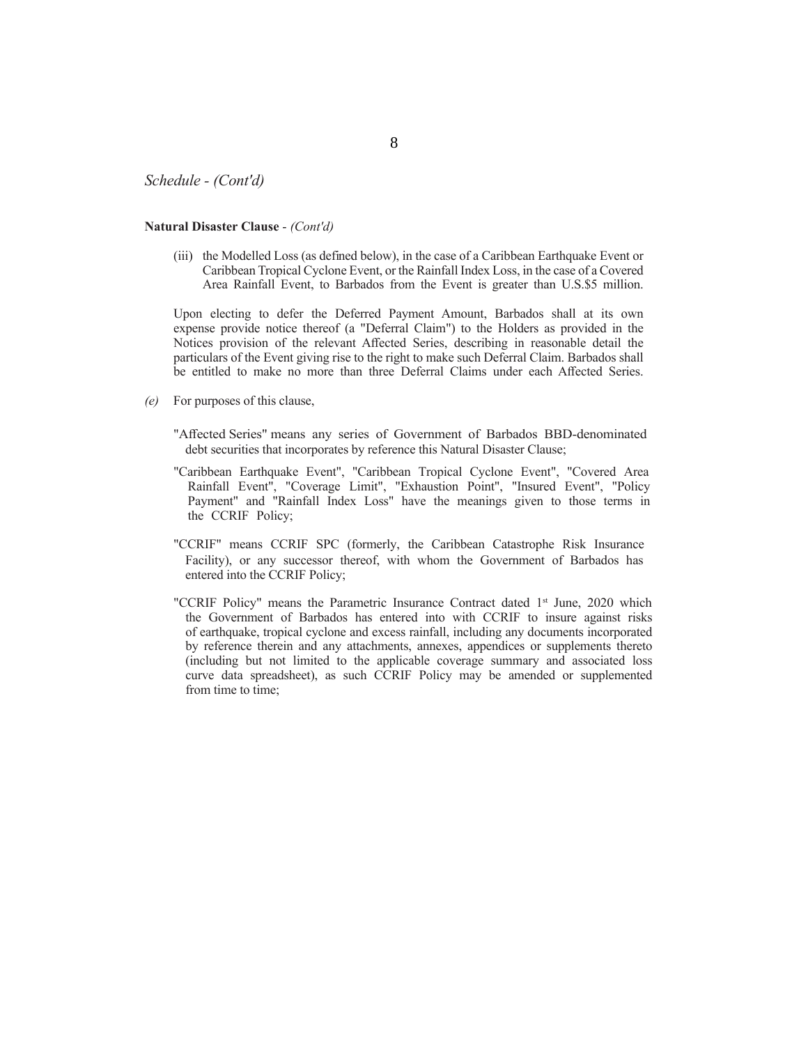*Schedule - (Cont'd)*

**Natural Disaster Clause** - *(Cont'd)*

(iii) the Modelled Loss (as defined below), in the case of a Caribbean Earthquake Event or Caribbean Tropical Cyclone Event, or the Rainfall Index Loss, in the case of a Covered Area Rainfall Event, to Barbados from the Event is greater than U.S.$5 million.

Upon electing to defer the Deferred Payment Amount, Barbados shall at its own expense provide notice thereof (a "Deferral Claim") to the Holders as provided in the Notices provision of the relevant Affected Series, describing in reasonable detail the particulars of the Event giving rise to the right to make such Deferral Claim. Barbados shall be entitled to make no more than three Deferral Claims under each Affected Series.

*(e)* For purposes of this clause,

"Affected Series" means any series of Government of Barbados BBD-denominated debt securities that incorporates by reference this Natural Disaster Clause;

"Caribbean Earthquake Event", "Caribbean Tropical Cyclone Event", "Covered Area Rainfall Event", "Coverage Limit", "Exhaustion Point", "Insured Event", "Policy Payment" and "Rainfall Index Loss" have the meanings given to those terms in the CCRIF Policy;

"CCRIF" means CCRIF SPC (formerly, the Caribbean Catastrophe Risk Insurance Facility), or any successor thereof, with whom the Government of Barbados has entered into the CCRIF Policy;

"CCRIF Policy" means the Parametric Insurance Contract dated 1st June, 2020 which the Government of Barbados has entered into with CCRIF to insure against risks of earthquake, tropical cyclone and excess rainfall, including any documents incorporated by reference therein and any attachments, annexes, appendices or supplements thereto (including but not limited to the applicable coverage summary and associated loss curve data spreadsheet), as such CCRIF Policy may be amended or supplemented from time to time;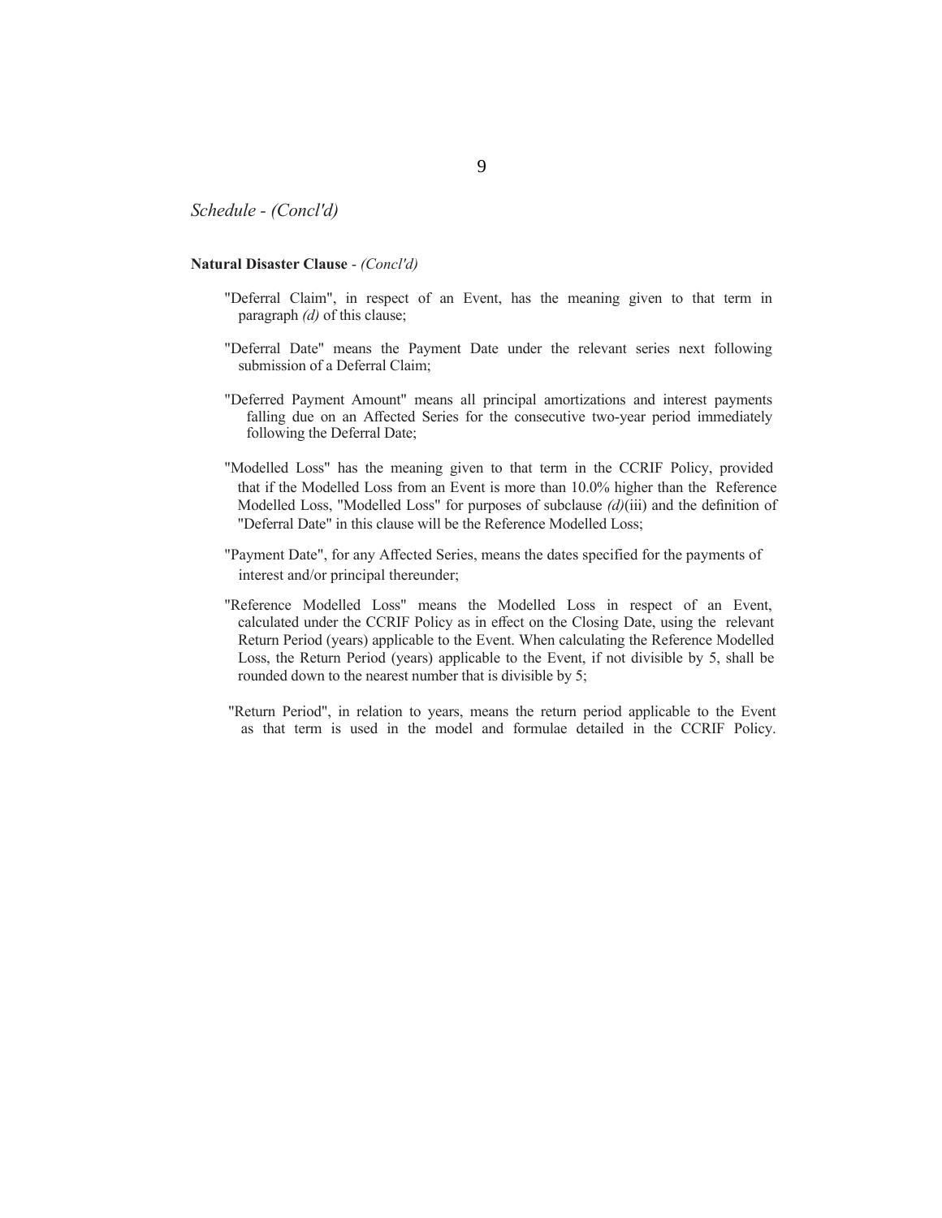*Schedule - (Concl'd)*

**Natural Disaster Clause** - *(Concl'd)*

"Deferral Claim", in respect of an Event, has the meaning given to that term in paragraph *(d)* of this clause;

"Deferral Date" means the Payment Date under the relevant series next following submission of a Deferral Claim;

"Deferred Payment Amount" means all principal amortizations and interest payments falling due on an Affected Series for the consecutive two-year period immediately following the Deferral Date;

"Modelled Loss" has the meaning given to that term in the CCRIF Policy, provided that if the Modelled Loss from an Event is more than 10.0% higher than the Reference Modelled Loss, "Modelled Loss" for purposes of subclause *(d)*(iii) and the definition of "Deferral Date" in this clause will be the Reference Modelled Loss;

"Payment Date", for any Affected Series, means the dates specified for the payments of interest and/or principal thereunder;

"Reference Modelled Loss" means the Modelled Loss in respect of an Event, calculated under the CCRIF Policy as in effect on the Closing Date, using the relevant Return Period (years) applicable to the Event. When calculating the Reference Modelled Loss, the Return Period (years) applicable to the Event, if not divisible by 5, shall be rounded down to the nearest number that is divisible by 5;

"Return Period", in relation to years, means the return period applicable to the Event as that term is used in the model and formulae detailed in the CCRIF Policy.